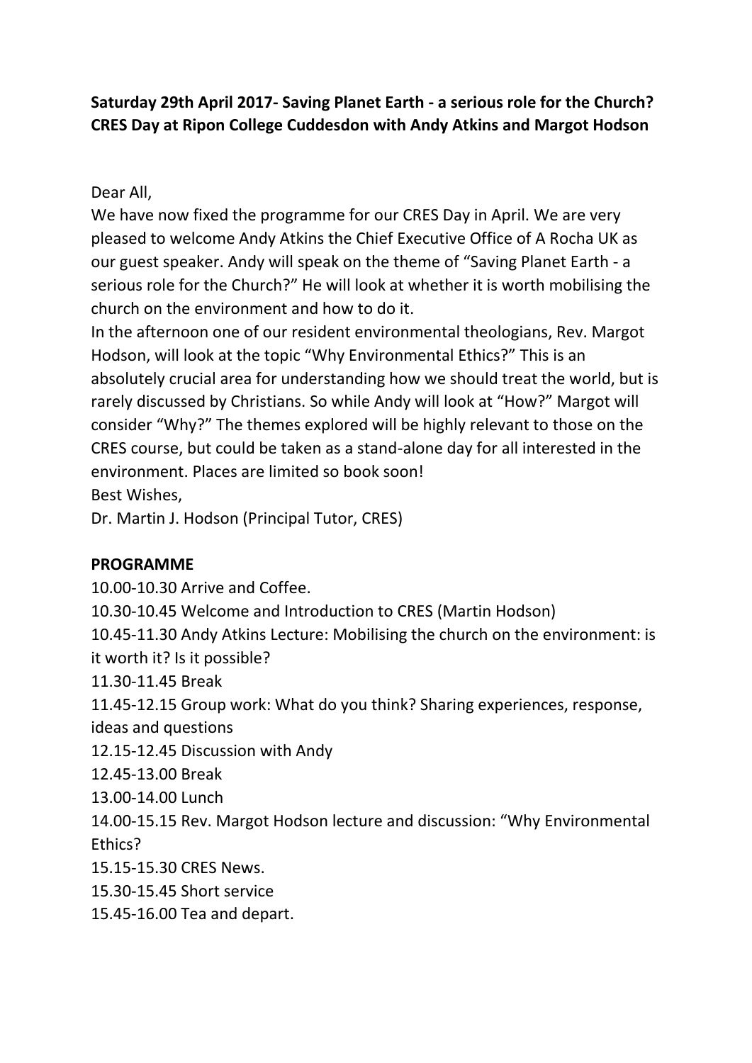**Saturday 29th April 2017- Saving Planet Earth - a serious role for the Church? CRES Day at Ripon College Cuddesdon with Andy Atkins and Margot Hodson**

Dear All,
We have now fixed the programme for our CRES Day in April. We are very pleased to welcome Andy Atkins the Chief Executive Office of A Rocha UK as our guest speaker. Andy will speak on the theme of "Saving Planet Earth - a serious role for the Church?" He will look at whether it is worth mobilising the church on the environment and how to do it.
In the afternoon one of our resident environmental theologians, Rev. Margot Hodson, will look at the topic "Why Environmental Ethics?" This is an absolutely crucial area for understanding how we should treat the world, but is rarely discussed by Christians. So while Andy will look at "How?" Margot will consider "Why?" The themes explored will be highly relevant to those on the CRES course, but could be taken as a stand-alone day for all interested in the environment. Places are limited so book soon!
Best Wishes,
Dr. Martin J. Hodson (Principal Tutor, CRES)

**PROGRAMME**

10.00-10.30 Arrive and Coffee.
10.30-10.45 Welcome and Introduction to CRES (Martin Hodson)
10.45-11.30 Andy Atkins Lecture: Mobilising the church on the environment: is it worth it? Is it possible?
11.30-11.45 Break
11.45-12.15 Group work: What do you think? Sharing experiences, response, ideas and questions
12.15-12.45 Discussion with Andy
12.45-13.00 Break
13.00-14.00 Lunch
14.00-15.15 Rev. Margot Hodson lecture and discussion: "Why Environmental Ethics?
15.15-15.30 CRES News.
15.30-15.45 Short service
15.45-16.00 Tea and depart.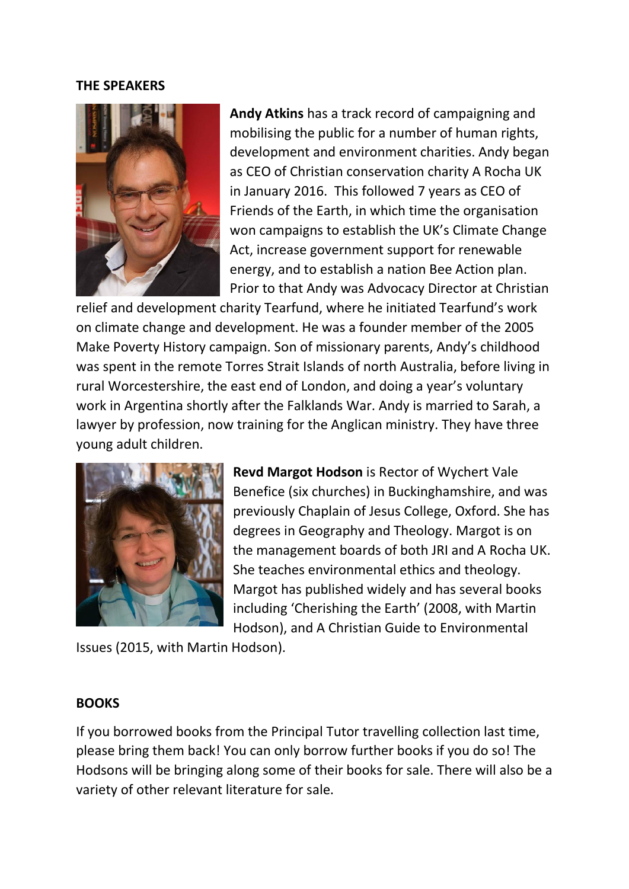## THE SPEAKERS

**Andy Atkins** has a track record of campaigning and mobilising the public for a number of human rights, development and environment charities. Andy began as CEO of Christian conservation charity A Rocha UK in January 2016. This followed 7 years as CEO of Friends of the Earth, in which time the organisation won campaigns to establish the UK's Climate Change Act, increase government support for renewable energy, and to establish a nation Bee Action plan. Prior to that Andy was Advocacy Director at Christian relief and development charity Tearfund, where he initiated Tearfund's work on climate change and development. He was a founder member of the 2005 Make Poverty History campaign. Son of missionary parents, Andy's childhood was spent in the remote Torres Strait Islands of north Australia, before living in rural Worcestershire, the east end of London, and doing a year's voluntary work in Argentina shortly after the Falklands War. Andy is married to Sarah, a lawyer by profession, now training for the Anglican ministry. They have three young adult children.

**Revd Margot Hodson** is Rector of Wychert Vale Benefice (six churches) in Buckinghamshire, and was previously Chaplain of Jesus College, Oxford. She has degrees in Geography and Theology. Margot is on the management boards of both JRI and A Rocha UK. She teaches environmental ethics and theology. Margot has published widely and has several books including 'Cherishing the Earth' (2008, with Martin Hodson), and A Christian Guide to Environmental Issues (2015, with Martin Hodson).

## BOOKS

If you borrowed books from the Principal Tutor travelling collection last time, please bring them back! You can only borrow further books if you do so! The Hodsons will be bringing along some of their books for sale. There will also be a variety of other relevant literature for sale.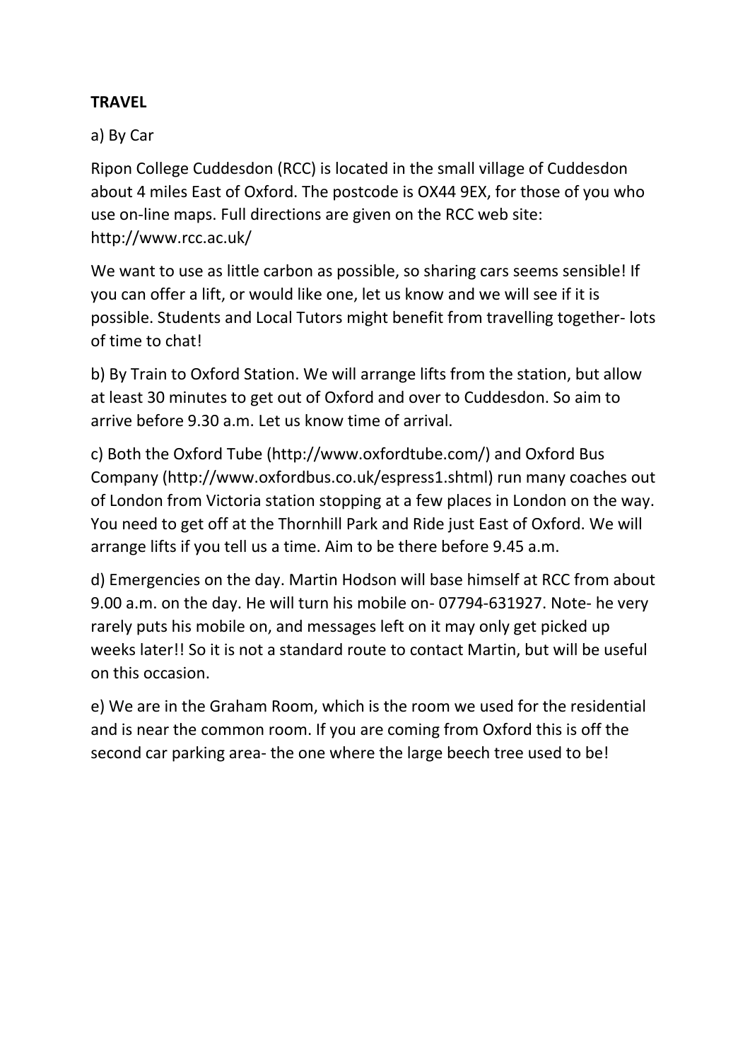**TRAVEL**

a) By Car

Ripon College Cuddesdon (RCC) is located in the small village of Cuddesdon about 4 miles East of Oxford. The postcode is OX44 9EX, for those of you who use on-line maps. Full directions are given on the RCC web site: http://www.rcc.ac.uk/

We want to use as little carbon as possible, so sharing cars seems sensible! If you can offer a lift, or would like one, let us know and we will see if it is possible. Students and Local Tutors might benefit from travelling together- lots of time to chat!

b) By Train to Oxford Station. We will arrange lifts from the station, but allow at least 30 minutes to get out of Oxford and over to Cuddesdon. So aim to arrive before 9.30 a.m. Let us know time of arrival.

c) Both the Oxford Tube (http://www.oxfordtube.com/) and Oxford Bus Company (http://www.oxfordbus.co.uk/espress1.shtml) run many coaches out of London from Victoria station stopping at a few places in London on the way. You need to get off at the Thornhill Park and Ride just East of Oxford. We will arrange lifts if you tell us a time. Aim to be there before 9.45 a.m.

d) Emergencies on the day. Martin Hodson will base himself at RCC from about 9.00 a.m. on the day. He will turn his mobile on- 07794-631927. Note- he very rarely puts his mobile on, and messages left on it may only get picked up weeks later!! So it is not a standard route to contact Martin, but will be useful on this occasion.

e) We are in the Graham Room, which is the room we used for the residential and is near the common room. If you are coming from Oxford this is off the second car parking area- the one where the large beech tree used to be!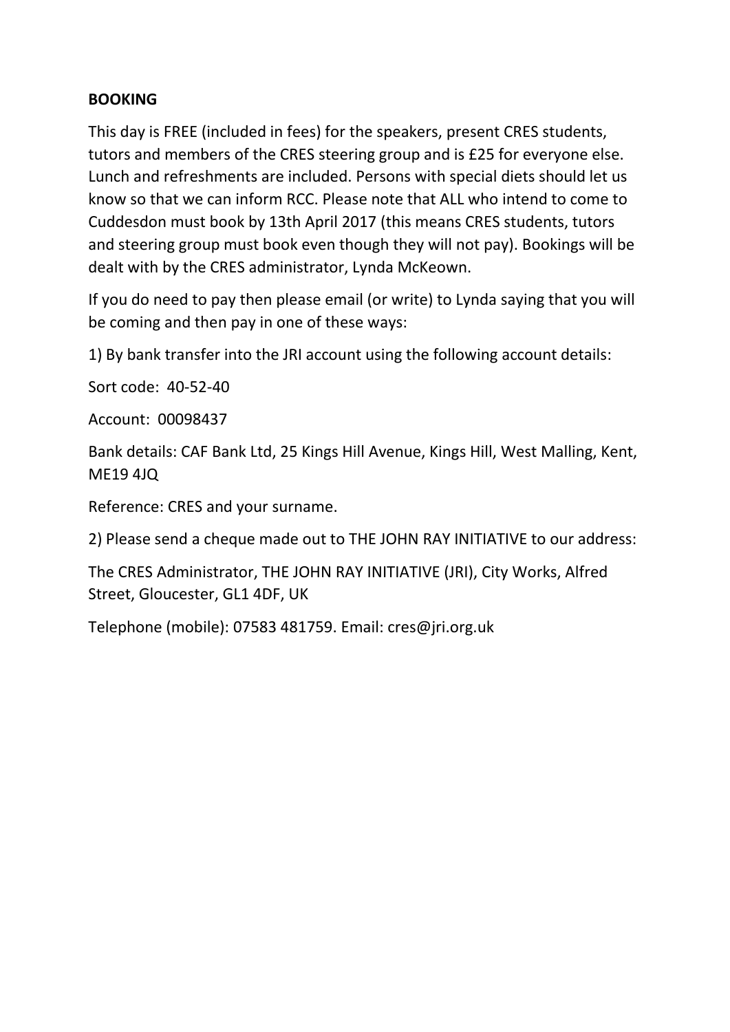**BOOKING**

This day is FREE (included in fees) for the speakers, present CRES students, tutors and members of the CRES steering group and is £25 for everyone else. Lunch and refreshments are included. Persons with special diets should let us know so that we can inform RCC. Please note that ALL who intend to come to Cuddesdon must book by 13th April 2017 (this means CRES students, tutors and steering group must book even though they will not pay). Bookings will be dealt with by the CRES administrator, Lynda McKeown.

If you do need to pay then please email (or write) to Lynda saying that you will be coming and then pay in one of these ways:

1) By bank transfer into the JRI account using the following account details:

Sort code: 40-52-40

Account: 00098437

Bank details: CAF Bank Ltd, 25 Kings Hill Avenue, Kings Hill, West Malling, Kent, ME19 4JQ

Reference: CRES and your surname.

2) Please send a cheque made out to THE JOHN RAY INITIATIVE to our address:

The CRES Administrator, THE JOHN RAY INITIATIVE (JRI), City Works, Alfred Street, Gloucester, GL1 4DF, UK

Telephone (mobile): 07583 481759. Email: cres@jri.org.uk